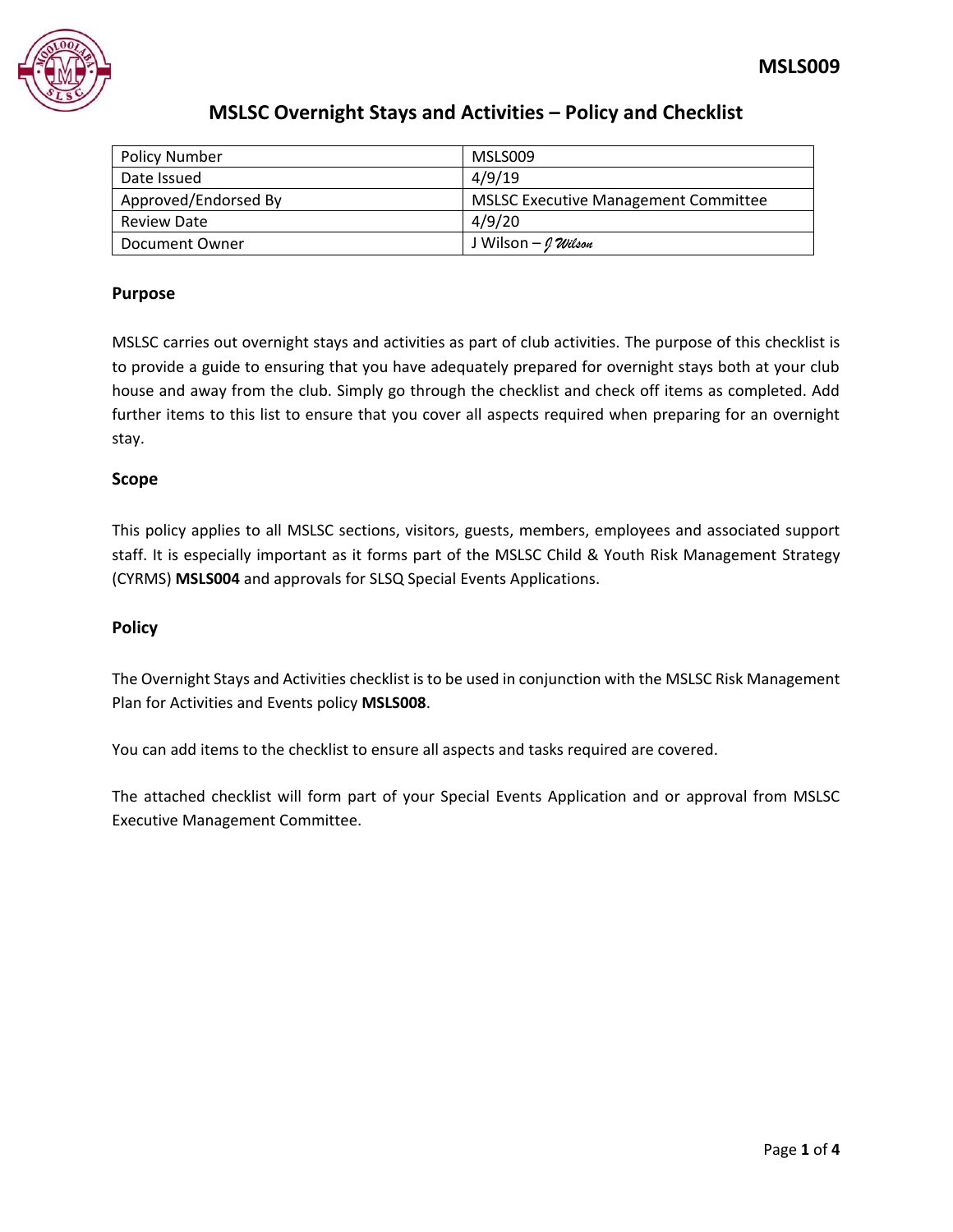MSLS009

# MSLSC Overnight Stays and Activities – Policy and Checklist

| Policy Number | MSLS009 |
|---|---|
| Date Issued | 4/9/19 |
| Approved/Endorsed By | MSLSC Executive Management Committee |
| Review Date | 4/9/20 |
| Document Owner | J Wilson – *J Wilson* |

## Purpose

MSLSC carries out overnight stays and activities as part of club activities. The purpose of this checklist is to provide a guide to ensuring that you have adequately prepared for overnight stays both at your club house and away from the club. Simply go through the checklist and check off items as completed. Add further items to this list to ensure that you cover all aspects required when preparing for an overnight stay.

## Scope

This policy applies to all MSLSC sections, visitors, guests, members, employees and associated support staff. It is especially important as it forms part of the MSLSC Child & Youth Risk Management Strategy (CYRMS) **MSLS004** and approvals for SLSQ Special Events Applications.

## Policy

The Overnight Stays and Activities checklist is to be used in conjunction with the MSLSC Risk Management Plan for Activities and Events policy **MSLS008**.

You can add items to the checklist to ensure all aspects and tasks required are covered.

The attached checklist will form part of your Special Events Application and or approval from MSLSC Executive Management Committee.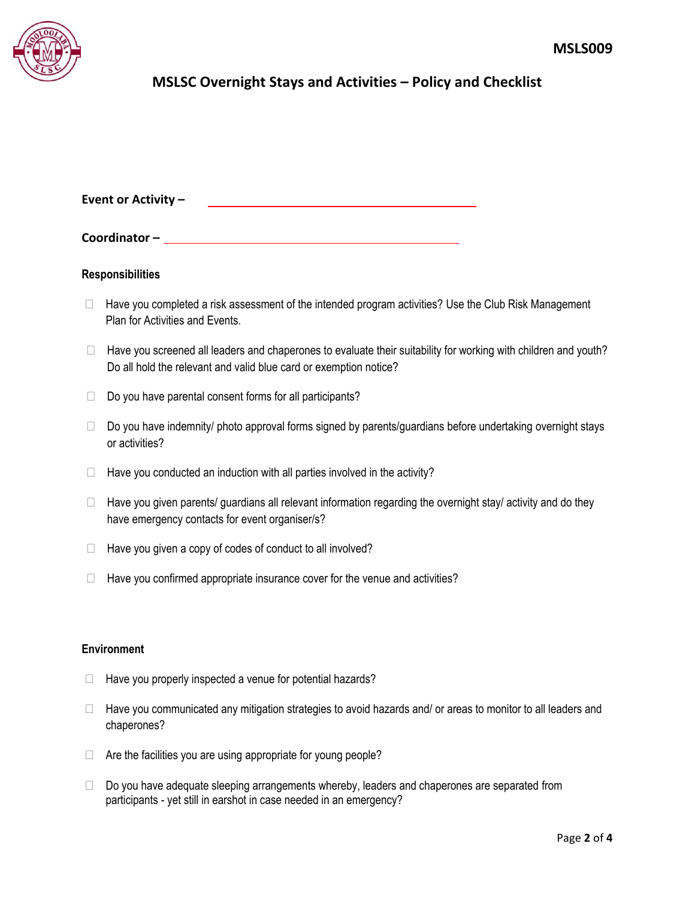**Event or Activity –** \_\_\_\_\_\_\_\_\_\_\_\_\_\_\_\_\_\_\_\_\_\_\_\_\_\_\_\_\_\_\_\_\_\_\_\_

**Coordinator –** \_\_\_\_\_\_\_\_\_\_\_\_\_\_\_\_\_\_\_\_\_\_\_\_\_\_\_\_\_\_\_\_\_\_\_\_\_\_\_\_

**Responsibilities**

- ☐ Have you completed a risk assessment of the intended program activities? Use the Club Risk Management Plan for Activities and Events.
- ☐ Have you screened all leaders and chaperones to evaluate their suitability for working with children and youth? Do all hold the relevant and valid blue card or exemption notice?
- ☐ Do you have parental consent forms for all participants?
- ☐ Do you have indemnity/ photo approval forms signed by parents/guardians before undertaking overnight stays or activities?
- ☐ Have you conducted an induction with all parties involved in the activity?
- ☐ Have you given parents/ guardians all relevant information regarding the overnight stay/ activity and do they have emergency contacts for event organiser/s?
- ☐ Have you given a copy of codes of conduct to all involved?
- ☐ Have you confirmed appropriate insurance cover for the venue and activities?

**Environment**

- ☐ Have you properly inspected a venue for potential hazards?
- ☐ Have you communicated any mitigation strategies to avoid hazards and/ or areas to monitor to all leaders and chaperones?
- ☐ Are the facilities you are using appropriate for young people?
- ☐ Do you have adequate sleeping arrangements whereby, leaders and chaperones are separated from participants - yet still in earshot in case needed in an emergency?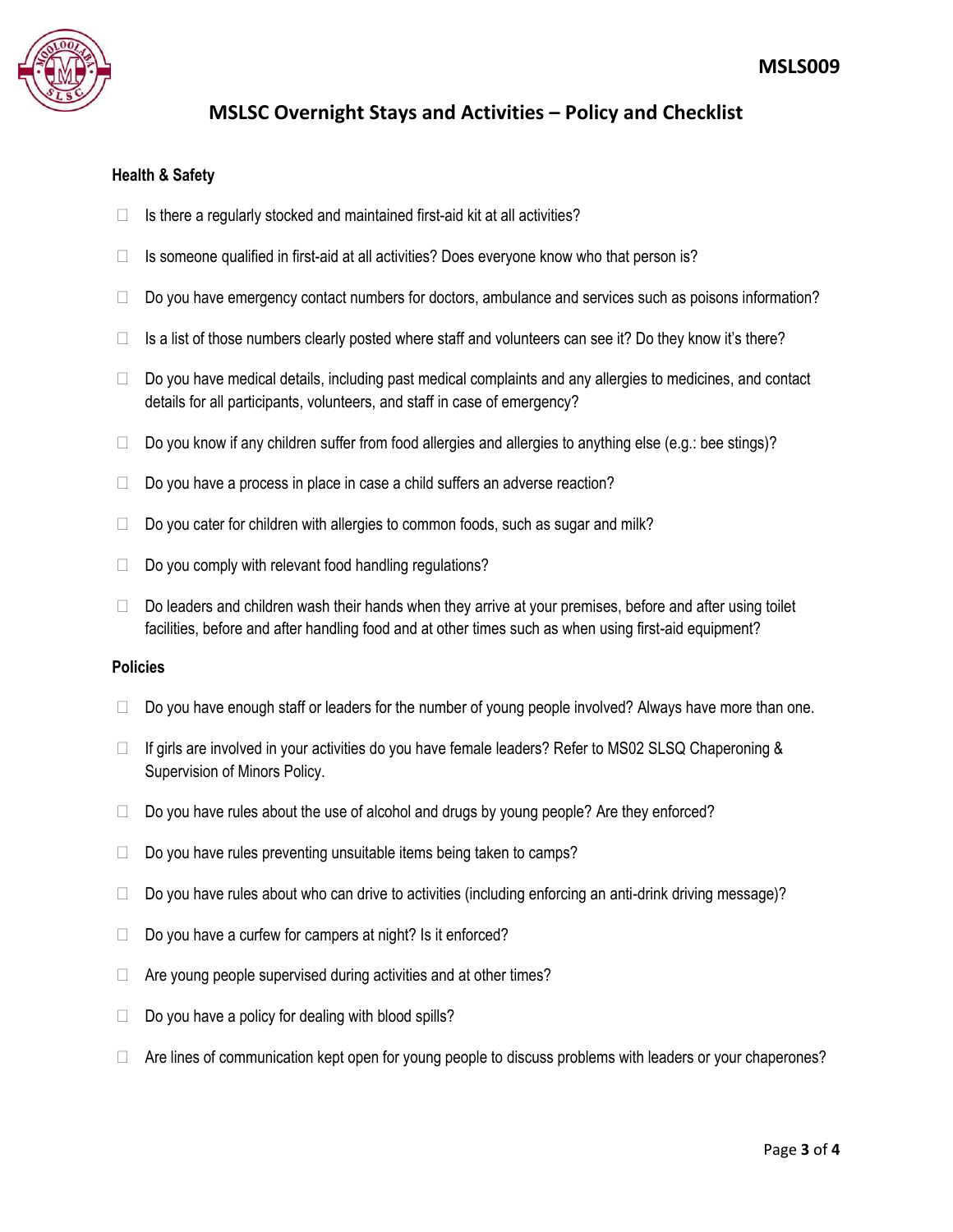## MSLSC Overnight Stays and Activities – Policy and Checklist

**Health & Safety**

- ☐ Is there a regularly stocked and maintained first-aid kit at all activities?
- ☐ Is someone qualified in first-aid at all activities? Does everyone know who that person is?
- ☐ Do you have emergency contact numbers for doctors, ambulance and services such as poisons information?
- ☐ Is a list of those numbers clearly posted where staff and volunteers can see it? Do they know it's there?
- ☐ Do you have medical details, including past medical complaints and any allergies to medicines, and contact details for all participants, volunteers, and staff in case of emergency?
- ☐ Do you know if any children suffer from food allergies and allergies to anything else (e.g.: bee stings)?
- ☐ Do you have a process in place in case a child suffers an adverse reaction?
- ☐ Do you cater for children with allergies to common foods, such as sugar and milk?
- ☐ Do you comply with relevant food handling regulations?
- ☐ Do leaders and children wash their hands when they arrive at your premises, before and after using toilet facilities, before and after handling food and at other times such as when using first-aid equipment?

**Policies**

- ☐ Do you have enough staff or leaders for the number of young people involved? Always have more than one.
- ☐ If girls are involved in your activities do you have female leaders? Refer to MS02 SLSQ Chaperoning & Supervision of Minors Policy.
- ☐ Do you have rules about the use of alcohol and drugs by young people? Are they enforced?
- ☐ Do you have rules preventing unsuitable items being taken to camps?
- ☐ Do you have rules about who can drive to activities (including enforcing an anti-drink driving message)?
- ☐ Do you have a curfew for campers at night? Is it enforced?
- ☐ Are young people supervised during activities and at other times?
- ☐ Do you have a policy for dealing with blood spills?
- ☐ Are lines of communication kept open for young people to discuss problems with leaders or your chaperones?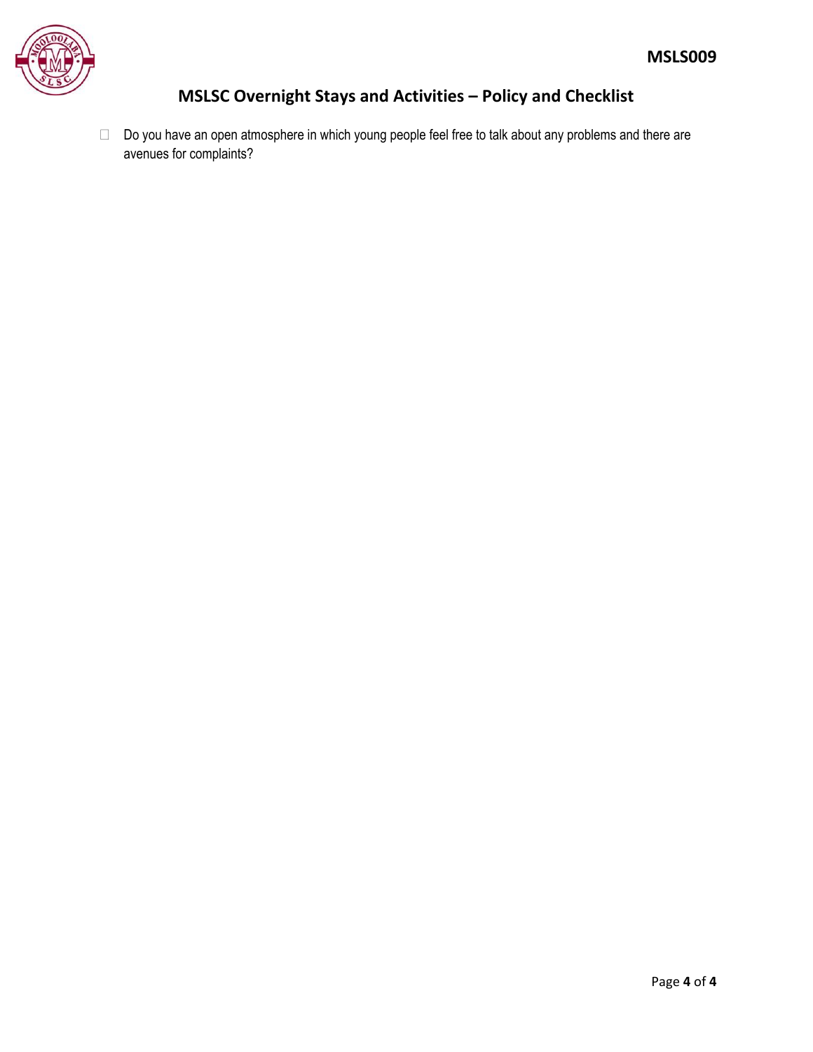- [ ] Do you have an open atmosphere in which young people feel free to talk about any problems and there are avenues for complaints?